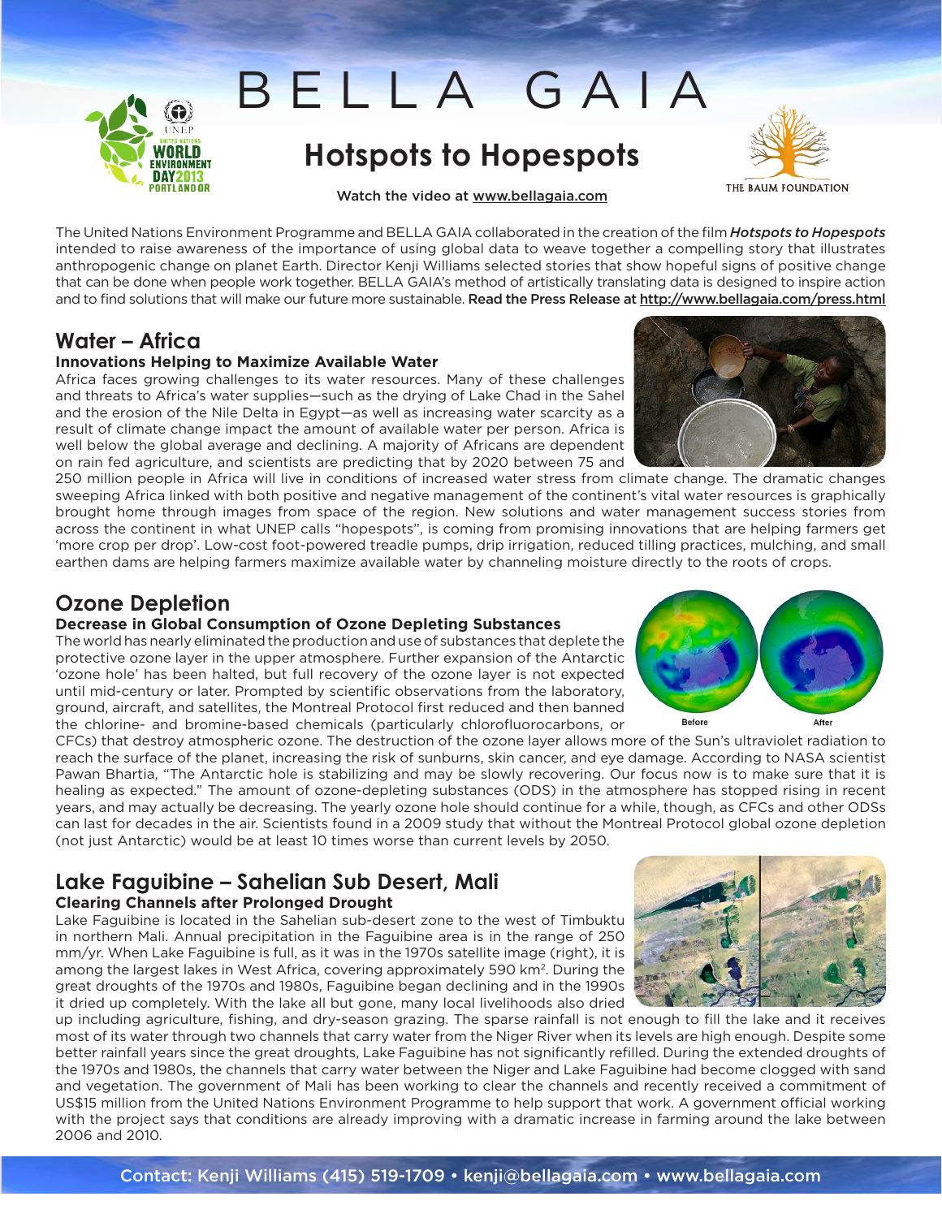// BELLA GAIA

## Hotspots to Hopespots

Watch the video at www.bellagaia.com

The United Nations Environment Programme and BELLA GAIA collaborated in the creation of the film ***Hotspots to Hopespots*** intended to raise awareness of the importance of using global data to weave together a compelling story that illustrates anthropogenic change on planet Earth. Director Kenji Williams selected stories that show hopeful signs of positive change that can be done when people work together. BELLA GAIA's method of artistically translating data is designed to inspire action and to find solutions that will make our future more sustainable. **Read the Press Release at http://www.bellagaia.com/press.html**

## Water – Africa

### Innovations Helping to Maximize Available Water

Africa faces growing challenges to its water resources. Many of these challenges and threats to Africa's water supplies—such as the drying of Lake Chad in the Sahel and the erosion of the Nile Delta in Egypt—as well as increasing water scarcity as a result of climate change impact the amount of available water per person. Africa is well below the global average and declining. A majority of Africans are dependent on rain fed agriculture, and scientists are predicting that by 2020 between 75 and 250 million people in Africa will live in conditions of increased water stress from climate change. The dramatic changes sweeping Africa linked with both positive and negative management of the continent's vital water resources is graphically brought home through images from space of the region. New solutions and water management success stories from across the continent in what UNEP calls "hopespots", is coming from promising innovations that are helping farmers get 'more crop per drop'. Low-cost foot-powered treadle pumps, drip irrigation, reduced tilling practices, mulching, and small earthen dams are helping farmers maximize available water by channeling moisture directly to the roots of crops.

## Ozone Depletion

### Decrease in Global Consumption of Ozone Depleting Substances

The world has nearly eliminated the production and use of substances that deplete the protective ozone layer in the upper atmosphere. Further expansion of the Antarctic 'ozone hole' has been halted, but full recovery of the ozone layer is not expected until mid-century or later. Prompted by scientific observations from the laboratory, ground, aircraft, and satellites, the Montreal Protocol first reduced and then banned the chlorine- and bromine-based chemicals (particularly chlorofluorocarbons, or CFCs) that destroy atmospheric ozone. The destruction of the ozone layer allows more of the Sun's ultraviolet radiation to reach the surface of the planet, increasing the risk of sunburns, skin cancer, and eye damage. According to NASA scientist Pawan Bhartia, "The Antarctic hole is stabilizing and may be slowly recovering. Our focus now is to make sure that it is healing as expected." The amount of ozone-depleting substances (ODS) in the atmosphere has stopped rising in recent years, and may actually be decreasing. The yearly ozone hole should continue for a while, though, as CFCs and other ODSs can last for decades in the air. Scientists found in a 2009 study that without the Montreal Protocol global ozone depletion (not just Antarctic) would be at least 10 times worse than current levels by 2050.

Before After

## Lake Faguibine – Sahelian Sub Desert, Mali

### Clearing Channels after Prolonged Drought

Lake Faguibine is located in the Sahelian sub-desert zone to the west of Timbuktu in northern Mali. Annual precipitation in the Faguibine area is in the range of 250 mm/yr. When Lake Faguibine is full, as it was in the 1970s satellite image (right), it is among the largest lakes in West Africa, covering approximately 590 km$^2$. During the great droughts of the 1970s and 1980s, Faguibine began declining and in the 1990s it dried up completely. With the lake all but gone, many local livelihoods also dried up including agriculture, fishing, and dry-season grazing. The sparse rainfall is not enough to fill the lake and it receives most of its water through two channels that carry water from the Niger River when its levels are high enough. Despite some better rainfall years since the great droughts, Lake Faguibine has not significantly refilled. During the extended droughts of the 1970s and 1980s, the channels that carry water between the Niger and Lake Faguibine had become clogged with sand and vegetation. The government of Mali has been working to clear the channels and recently received a commitment of US$15 million from the United Nations Environment Programme to help support that work. A government official working with the project says that conditions are already improving with a dramatic increase in farming around the lake between 2006 and 2010.

Contact: Kenji Williams (415) 519-1709 • kenji@bellagaia.com • www.bellagaia.com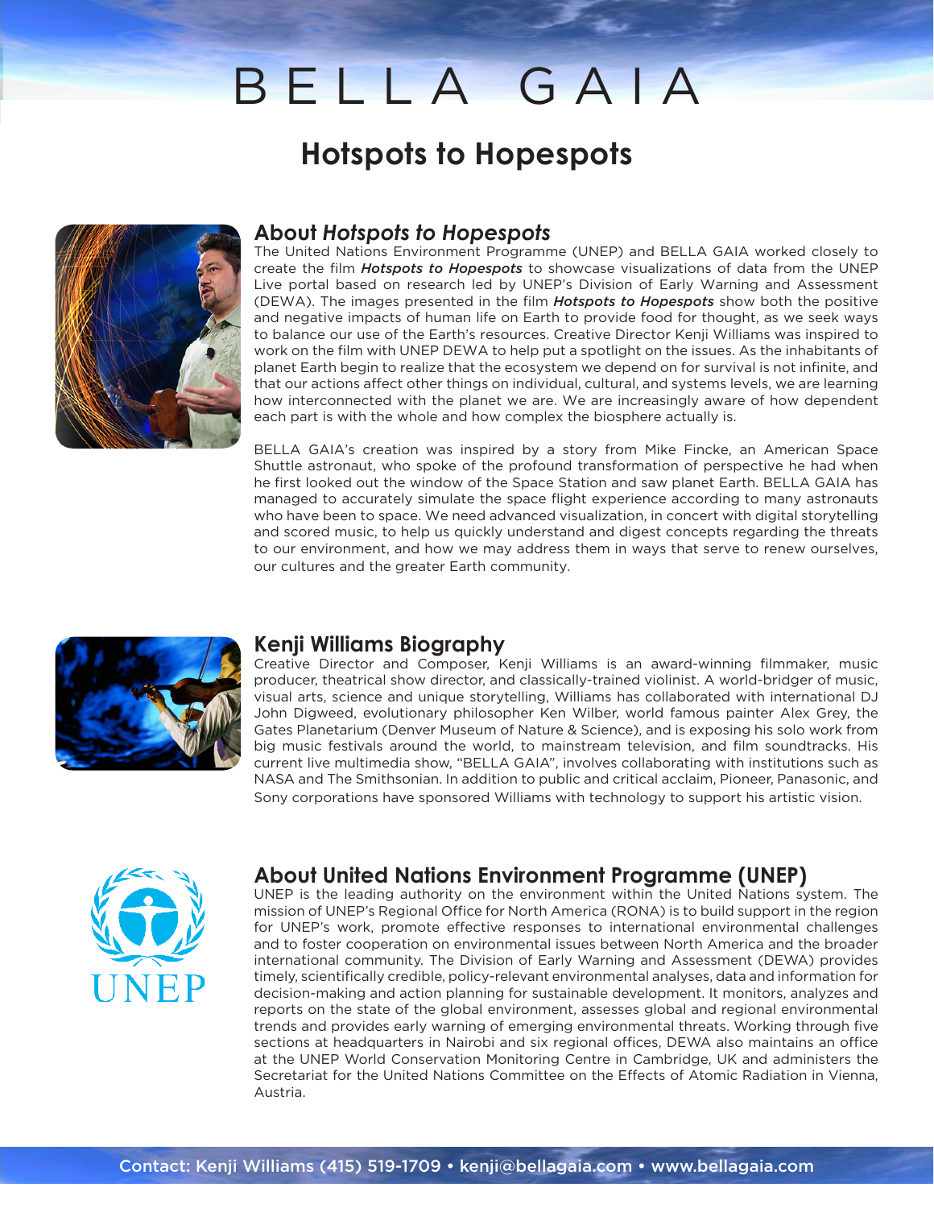# BELLA GAIA

## Hotspots to Hopespots

### About *Hotspots to Hopespots*

The United Nations Environment Programme (UNEP) and BELLA GAIA worked closely to create the film ***Hotspots to Hopespots*** to showcase visualizations of data from the UNEP Live portal based on research led by UNEP's Division of Early Warning and Assessment (DEWA). The images presented in the film ***Hotspots to Hopespots*** show both the positive and negative impacts of human life on Earth to provide food for thought, as we seek ways to balance our use of the Earth's resources. Creative Director Kenji Williams was inspired to work on the film with UNEP DEWA to help put a spotlight on the issues. As the inhabitants of planet Earth begin to realize that the ecosystem we depend on for survival is not infinite, and that our actions affect other things on individual, cultural, and systems levels, we are learning how interconnected with the planet we are. We are increasingly aware of how dependent each part is with the whole and how complex the biosphere actually is.

BELLA GAIA's creation was inspired by a story from Mike Fincke, an American Space Shuttle astronaut, who spoke of the profound transformation of perspective he had when he first looked out the window of the Space Station and saw planet Earth. BELLA GAIA has managed to accurately simulate the space flight experience according to many astronauts who have been to space. We need advanced visualization, in concert with digital storytelling and scored music, to help us quickly understand and digest concepts regarding the threats to our environment, and how we may address them in ways that serve to renew ourselves, our cultures and the greater Earth community.

### Kenji Williams Biography

Creative Director and Composer, Kenji Williams is an award-winning filmmaker, music producer, theatrical show director, and classically-trained violinist. A world-bridger of music, visual arts, science and unique storytelling, Williams has collaborated with international DJ John Digweed, evolutionary philosopher Ken Wilber, world famous painter Alex Grey, the Gates Planetarium (Denver Museum of Nature & Science), and is exposing his solo work from big music festivals around the world, to mainstream television, and film soundtracks. His current live multimedia show, "BELLA GAIA", involves collaborating with institutions such as NASA and The Smithsonian. In addition to public and critical acclaim, Pioneer, Panasonic, and Sony corporations have sponsored Williams with technology to support his artistic vision.

### About United Nations Environment Programme (UNEP)

UNEP is the leading authority on the environment within the United Nations system. The mission of UNEP's Regional Office for North America (RONA) is to build support in the region for UNEP's work, promote effective responses to international environmental challenges and to foster cooperation on environmental issues between North America and the broader international community. The Division of Early Warning and Assessment (DEWA) provides timely, scientifically credible, policy-relevant environmental analyses, data and information for decision-making and action planning for sustainable development. It monitors, analyzes and reports on the state of the global environment, assesses global and regional environmental trends and provides early warning of emerging environmental threats. Working through five sections at headquarters in Nairobi and six regional offices, DEWA also maintains an office at the UNEP World Conservation Monitoring Centre in Cambridge, UK and administers the Secretariat for the United Nations Committee on the Effects of Atomic Radiation in Vienna, Austria.

Contact: Kenji Williams (415) 519-1709 • kenji@bellagaia.com • www.bellagaia.com